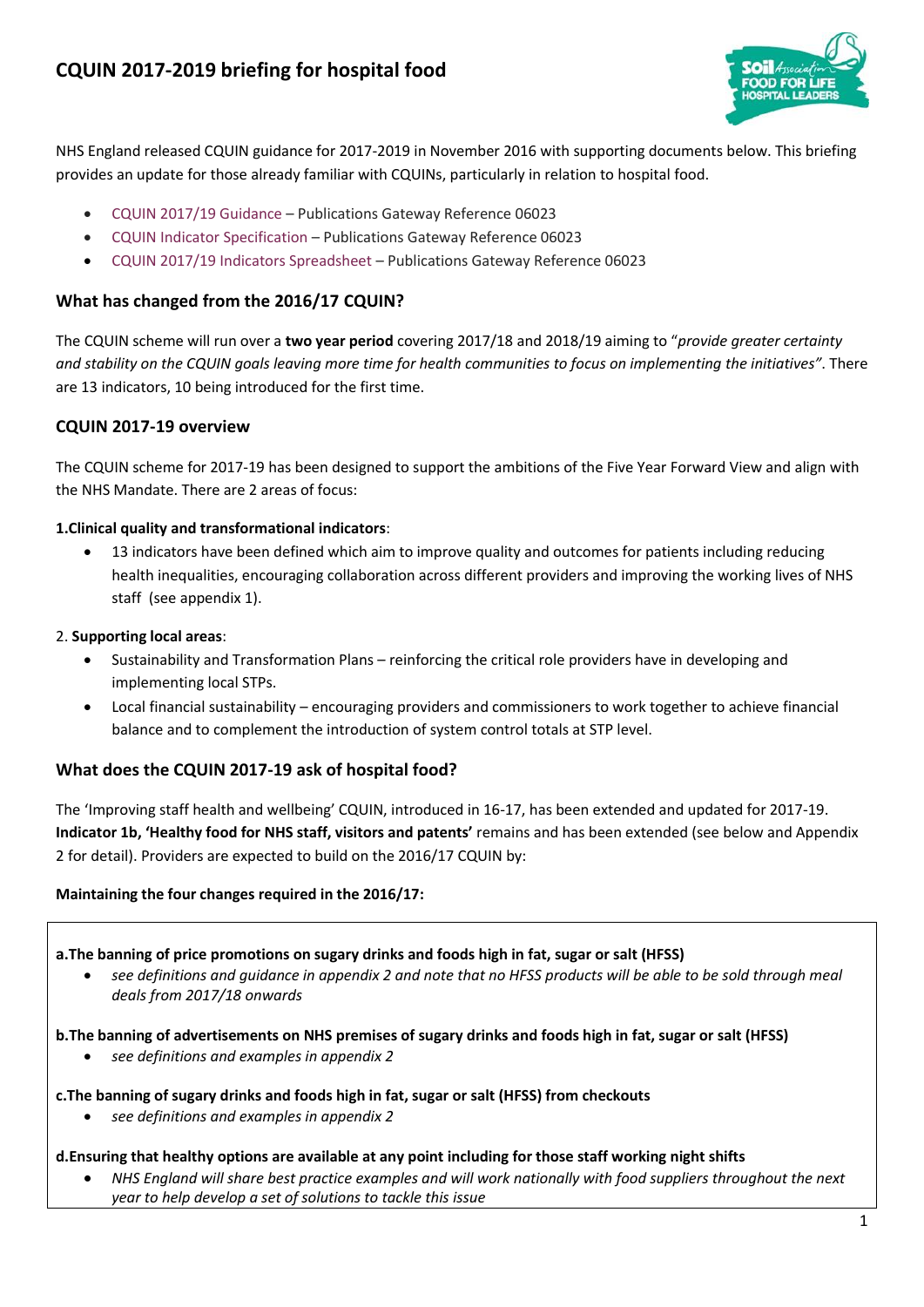# CQUIN 2017-2019 briefing for hospital food

NHS England released CQUIN guidance for 2017-2019 in November 2016 with supporting documents below. This briefing provides an update for those already familiar with CQUINs, particularly in relation to hospital food.

- CQUIN 2017/19 Guidance – Publications Gateway Reference 06023
- CQUIN Indicator Specification – Publications Gateway Reference 06023
- CQUIN 2017/19 Indicators Spreadsheet – Publications Gateway Reference 06023

## What has changed from the 2016/17 CQUIN?

The CQUIN scheme will run over a **two year period** covering 2017/18 and 2018/19 aiming to "*provide greater certainty and stability on the CQUIN goals leaving more time for health communities to focus on implementing the initiatives"*. There are 13 indicators, 10 being introduced for the first time.

## CQUIN 2017-19 overview

The CQUIN scheme for 2017-19 has been designed to support the ambitions of the Five Year Forward View and align with the NHS Mandate. There are 2 areas of focus:

**1.Clinical quality and transformational indicators**:

- 13 indicators have been defined which aim to improve quality and outcomes for patients including reducing health inequalities, encouraging collaboration across different providers and improving the working lives of NHS staff (see appendix 1).

2. **Supporting local areas**:

- Sustainability and Transformation Plans – reinforcing the critical role providers have in developing and implementing local STPs.
- Local financial sustainability – encouraging providers and commissioners to work together to achieve financial balance and to complement the introduction of system control totals at STP level.

## What does the CQUIN 2017-19 ask of hospital food?

The 'Improving staff health and wellbeing' CQUIN, introduced in 16-17, has been extended and updated for 2017-19. **Indicator 1b, 'Healthy food for NHS staff, visitors and patents'** remains and has been extended (see below and Appendix 2 for detail). Providers are expected to build on the 2016/17 CQUIN by:

**Maintaining the four changes required in the 2016/17:**

**a.The banning of price promotions on sugary drinks and foods high in fat, sugar or salt (HFSS)**

- *see definitions and guidance in appendix 2 and note that no HFSS products will be able to be sold through meal deals from 2017/18 onwards*

**b.The banning of advertisements on NHS premises of sugary drinks and foods high in fat, sugar or salt (HFSS)**

- *see definitions and examples in appendix 2*

**c.The banning of sugary drinks and foods high in fat, sugar or salt (HFSS) from checkouts**

- *see definitions and examples in appendix 2*

**d.Ensuring that healthy options are available at any point including for those staff working night shifts**

- *NHS England will share best practice examples and will work nationally with food suppliers throughout the next year to help develop a set of solutions to tackle this issue*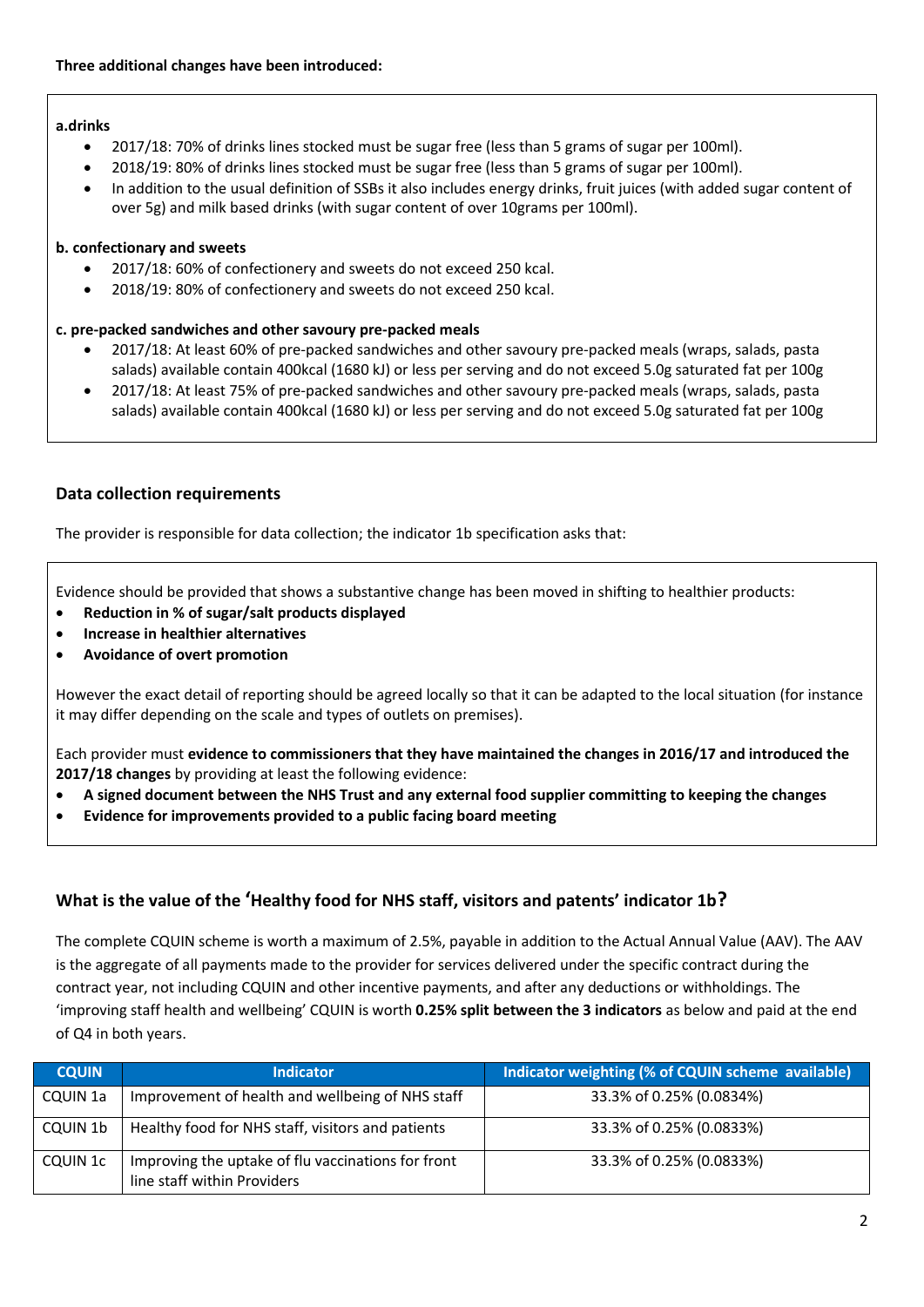**Three additional changes have been introduced:**

**a.drinks**

- 2017/18: 70% of drinks lines stocked must be sugar free (less than 5 grams of sugar per 100ml).
- 2018/19: 80% of drinks lines stocked must be sugar free (less than 5 grams of sugar per 100ml).
- In addition to the usual definition of SSBs it also includes energy drinks, fruit juices (with added sugar content of over 5g) and milk based drinks (with sugar content of over 10grams per 100ml).

**b. confectionary and sweets**

- 2017/18: 60% of confectionery and sweets do not exceed 250 kcal.
- 2018/19: 80% of confectionery and sweets do not exceed 250 kcal.

**c. pre-packed sandwiches and other savoury pre-packed meals**

- 2017/18: At least 60% of pre-packed sandwiches and other savoury pre-packed meals (wraps, salads, pasta salads) available contain 400kcal (1680 kJ) or less per serving and do not exceed 5.0g saturated fat per 100g
- 2017/18: At least 75% of pre-packed sandwiches and other savoury pre-packed meals (wraps, salads, pasta salads) available contain 400kcal (1680 kJ) or less per serving and do not exceed 5.0g saturated fat per 100g

### Data collection requirements

The provider is responsible for data collection; the indicator 1b specification asks that:

Evidence should be provided that shows a substantive change has been moved in shifting to healthier products:

- **Reduction in % of sugar/salt products displayed**
- **Increase in healthier alternatives**
- **Avoidance of overt promotion**

However the exact detail of reporting should be agreed locally so that it can be adapted to the local situation (for instance it may differ depending on the scale and types of outlets on premises).

Each provider must **evidence to commissioners that they have maintained the changes in 2016/17 and introduced the 2017/18 changes** by providing at least the following evidence:

- **A signed document between the NHS Trust and any external food supplier committing to keeping the changes**
- **Evidence for improvements provided to a public facing board meeting**

### What is the value of the 'Healthy food for NHS staff, visitors and patents' indicator 1b?

The complete CQUIN scheme is worth a maximum of 2.5%, payable in addition to the Actual Annual Value (AAV). The AAV is the aggregate of all payments made to the provider for services delivered under the specific contract during the contract year, not including CQUIN and other incentive payments, and after any deductions or withholdings. The 'improving staff health and wellbeing' CQUIN is worth **0.25% split between the 3 indicators** as below and paid at the end of Q4 in both years.

| CQUIN | Indicator | Indicator weighting (% of CQUIN scheme available) |
|---|---|---|
| CQUIN 1a | Improvement of health and wellbeing of NHS staff | 33.3% of 0.25% (0.0834%) |
| CQUIN 1b | Healthy food for NHS staff, visitors and patients | 33.3% of 0.25% (0.0833%) |
| CQUIN 1c | Improving the uptake of flu vaccinations for front line staff within Providers | 33.3% of 0.25% (0.0833%) |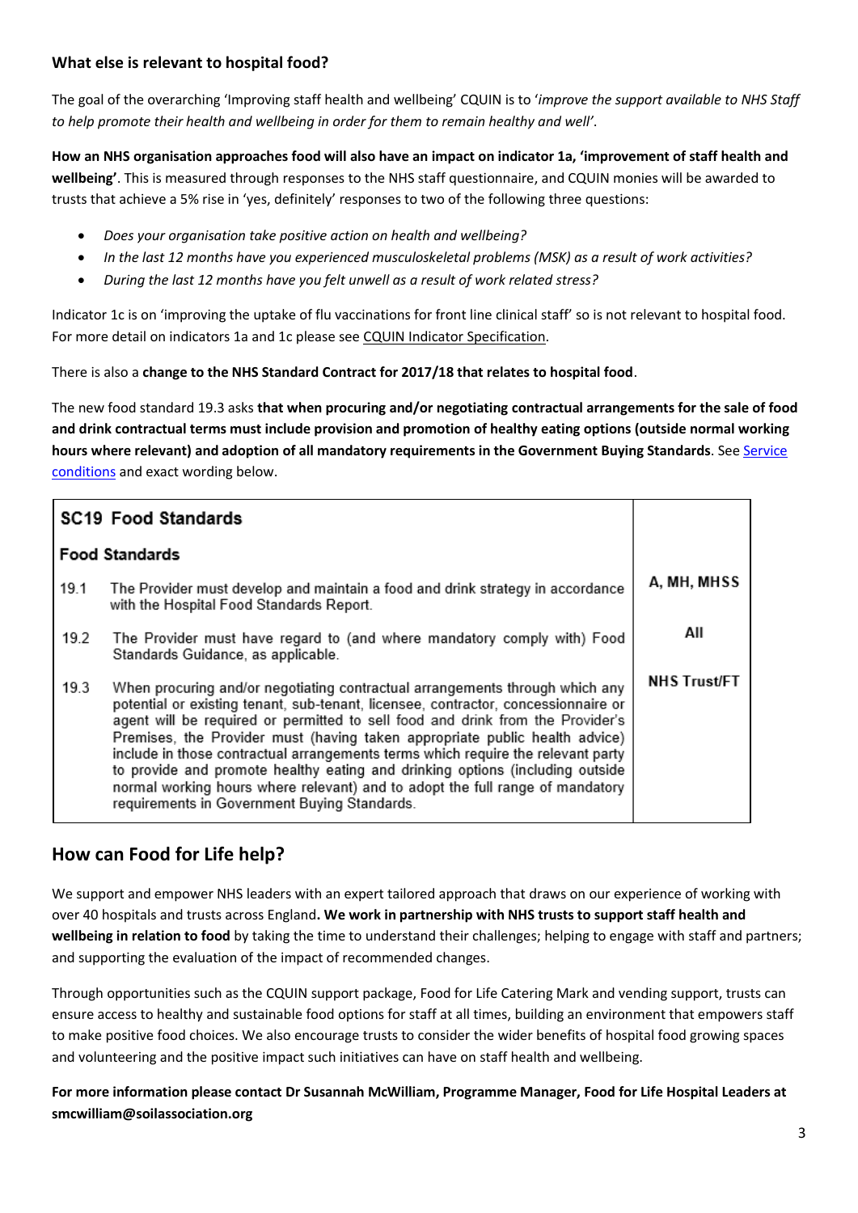### What else is relevant to hospital food?

The goal of the overarching 'Improving staff health and wellbeing' CQUIN is to '*improve the support available to NHS Staff to help promote their health and wellbeing in order for them to remain healthy and well*'.

**How an NHS organisation approaches food will also have an impact on indicator 1a, 'improvement of staff health and wellbeing'**. This is measured through responses to the NHS staff questionnaire, and CQUIN monies will be awarded to trusts that achieve a 5% rise in 'yes, definitely' responses to two of the following three questions:

- *Does your organisation take positive action on health and wellbeing?*
- *In the last 12 months have you experienced musculoskeletal problems (MSK) as a result of work activities?*
- *During the last 12 months have you felt unwell as a result of work related stress?*

Indicator 1c is on 'improving the uptake of flu vaccinations for front line clinical staff' so is not relevant to hospital food. For more detail on indicators 1a and 1c please see CQUIN Indicator Specification.

There is also a **change to the NHS Standard Contract for 2017/18 that relates to hospital food**.

The new food standard 19.3 asks **that when procuring and/or negotiating contractual arrangements for the sale of food and drink contractual terms must include provision and promotion of healthy eating options (outside normal working hours where relevant) and adoption of all mandatory requirements in the Government Buying Standards**. See Service conditions and exact wording below.

| **SC19 Food Standards** | | |
|---|---|---|
| **Food Standards** | | |
| 19.1 | The Provider must develop and maintain a food and drink strategy in accordance with the Hospital Food Standards Report. | **A, MH, MHSS** |
| 19.2 | The Provider must have regard to (and where mandatory comply with) Food Standards Guidance, as applicable. | **All** |
| 19.3 | When procuring and/or negotiating contractual arrangements through which any potential or existing tenant, sub-tenant, licensee, contractor, concessionaire or agent will be required or permitted to sell food and drink from the Provider's Premises, the Provider must (having taken appropriate public health advice) include in those contractual arrangements terms which require the relevant party to provide and promote healthy eating and drinking options (including outside normal working hours where relevant) and to adopt the full range of mandatory requirements in Government Buying Standards. | **NHS Trust/FT** |

## How can Food for Life help?

We support and empower NHS leaders with an expert tailored approach that draws on our experience of working with over 40 hospitals and trusts across England**. We work in partnership with NHS trusts to support staff health and wellbeing in relation to food** by taking the time to understand their challenges; helping to engage with staff and partners; and supporting the evaluation of the impact of recommended changes.

Through opportunities such as the CQUIN support package, Food for Life Catering Mark and vending support, trusts can ensure access to healthy and sustainable food options for staff at all times, building an environment that empowers staff to make positive food choices. We also encourage trusts to consider the wider benefits of hospital food growing spaces and volunteering and the positive impact such initiatives can have on staff health and wellbeing.

**For more information please contact Dr Susannah McWilliam, Programme Manager, Food for Life Hospital Leaders at smcwilliam@soilassociation.org**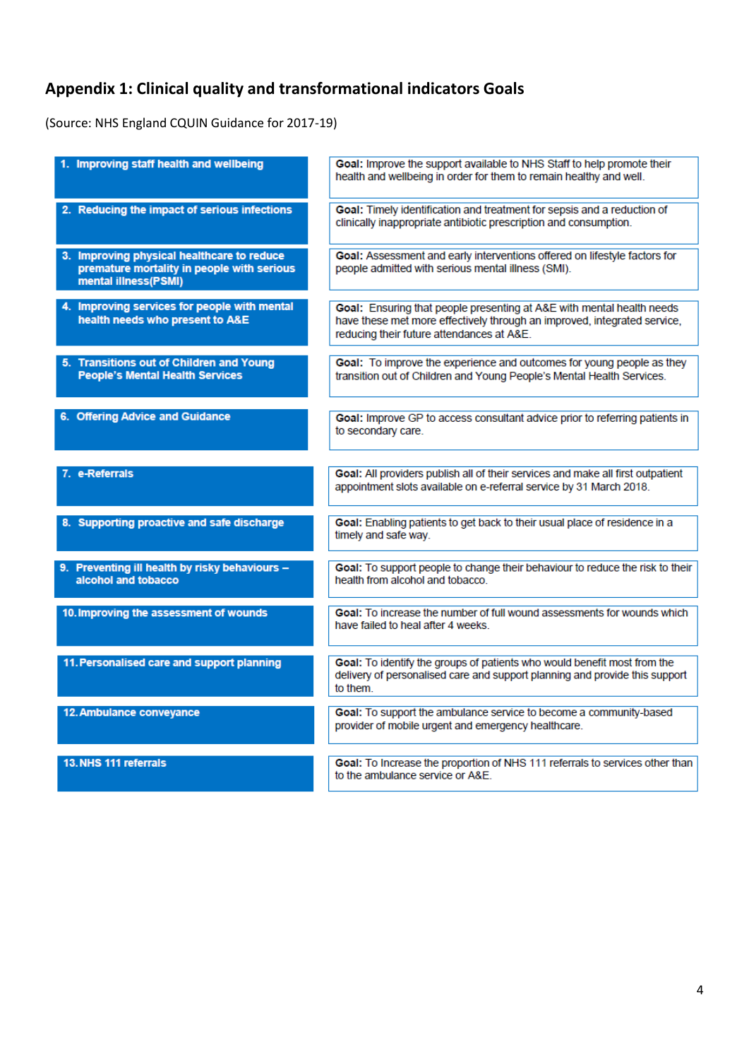## Appendix 1: Clinical quality and transformational indicators Goals

(Source: NHS England CQUIN Guidance for 2017-19)

| Indicator | Goal |
|---|---|
| **1. Improving staff health and wellbeing** | **Goal:** Improve the support available to NHS Staff to help promote their health and wellbeing in order for them to remain healthy and well. |
| **2. Reducing the impact of serious infections** | **Goal:** Timely identification and treatment for sepsis and a reduction of clinically inappropriate antibiotic prescription and consumption. |
| **3. Improving physical healthcare to reduce premature mortality in people with serious mental illness(PSMI)** | **Goal:** Assessment and early interventions offered on lifestyle factors for people admitted with serious mental illness (SMI). |
| **4. Improving services for people with mental health needs who present to A&E** | **Goal:** Ensuring that people presenting at A&E with mental health needs have these met more effectively through an improved, integrated service, reducing their future attendances at A&E. |
| **5. Transitions out of Children and Young People's Mental Health Services** | **Goal:** To improve the experience and outcomes for young people as they transition out of Children and Young People's Mental Health Services. |
| **6. Offering Advice and Guidance** | **Goal:** Improve GP to access consultant advice prior to referring patients in to secondary care. |
| **7. e-Referrals** | **Goal:** All providers publish all of their services and make all first outpatient appointment slots available on e-referral service by 31 March 2018. |
| **8. Supporting proactive and safe discharge** | **Goal:** Enabling patients to get back to their usual place of residence in a timely and safe way. |
| **9. Preventing ill health by risky behaviours – alcohol and tobacco** | **Goal:** To support people to change their behaviour to reduce the risk to their health from alcohol and tobacco. |
| **10. Improving the assessment of wounds** | **Goal:** To increase the number of full wound assessments for wounds which have failed to heal after 4 weeks. |
| **11. Personalised care and support planning** | **Goal:** To identify the groups of patients who would benefit most from the delivery of personalised care and support planning and provide this support to them. |
| **12. Ambulance conveyance** | **Goal:** To support the ambulance service to become a community-based provider of mobile urgent and emergency healthcare. |
| **13. NHS 111 referrals** | **Goal:** To Increase the proportion of NHS 111 referrals to services other than to the ambulance service or A&E. |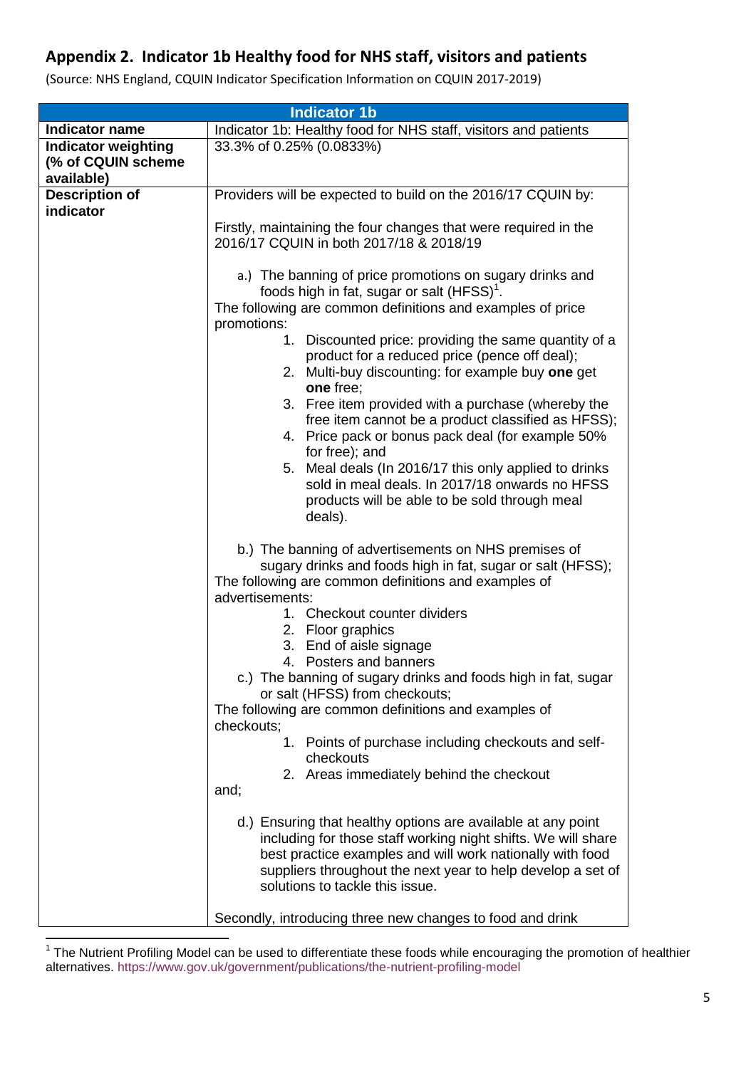## Appendix 2. Indicator 1b Healthy food for NHS staff, visitors and patients

(Source: NHS England, CQUIN Indicator Specification Information on CQUIN 2017-2019)

| Indicator 1b | |
|---|---|
| **Indicator name** | Indicator 1b: Healthy food for NHS staff, visitors and patients |
| **Indicator weighting (% of CQUIN scheme available)** | 33.3% of 0.25% (0.0833%) |
| **Description of indicator** | Providers will be expected to build on the 2016/17 CQUIN by:<br><br>Firstly, maintaining the four changes that were required in the 2016/17 CQUIN in both 2017/18 & 2018/19<br><br>a.) The banning of price promotions on sugary drinks and foods high in fat, sugar or salt (HFSS)[1].<br>The following are common definitions and examples of price promotions:<br>1. Discounted price: providing the same quantity of a product for a reduced price (pence off deal);<br>2. Multi-buy discounting: for example buy **one** get **one** free;<br>3. Free item provided with a purchase (whereby the free item cannot be a product classified as HFSS);<br>4. Price pack or bonus pack deal (for example 50% for free); and<br>5. Meal deals (In 2016/17 this only applied to drinks sold in meal deals. In 2017/18 onwards no HFSS products will be able to be sold through meal deals).<br><br>b.) The banning of advertisements on NHS premises of sugary drinks and foods high in fat, sugar or salt (HFSS);<br>The following are common definitions and examples of advertisements:<br>1. Checkout counter dividers<br>2. Floor graphics<br>3. End of aisle signage<br>4. Posters and banners<br>c.) The banning of sugary drinks and foods high in fat, sugar or salt (HFSS) from checkouts;<br>The following are common definitions and examples of checkouts;<br>1. Points of purchase including checkouts and self-checkouts<br>2. Areas immediately behind the checkout<br>and;<br><br>d.) Ensuring that healthy options are available at any point including for those staff working night shifts. We will share best practice examples and will work nationally with food suppliers throughout the next year to help develop a set of solutions to tackle this issue.<br><br>Secondly, introducing three new changes to food and drink |

[1] The Nutrient Profiling Model can be used to differentiate these foods while encouraging the promotion of healthier alternatives. https://www.gov.uk/government/publications/the-nutrient-profiling-model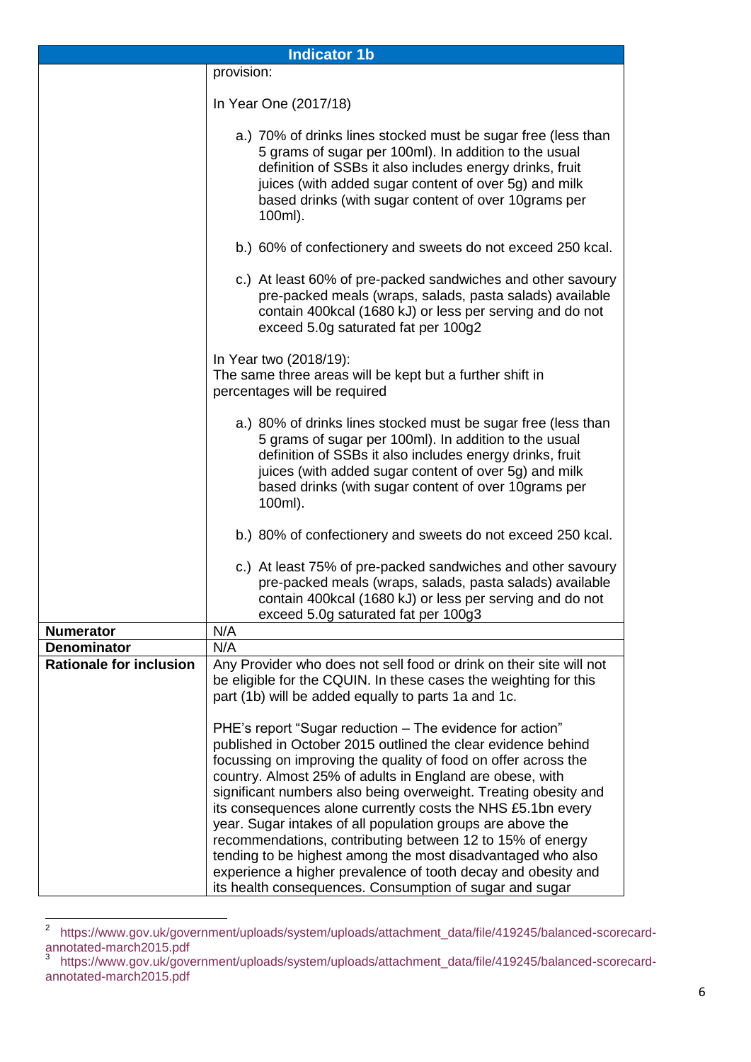| Indicator 1b | |
|---|---|
| | provision:<br><br>In Year One (2017/18)<br><br>a.) 70% of drinks lines stocked must be sugar free (less than 5 grams of sugar per 100ml). In addition to the usual definition of SSBs it also includes energy drinks, fruit juices (with added sugar content of over 5g) and milk based drinks (with sugar content of over 10grams per 100ml).<br><br>b.) 60% of confectionery and sweets do not exceed 250 kcal.<br><br>c.) At least 60% of pre-packed sandwiches and other savoury pre-packed meals (wraps, salads, pasta salads) available contain 400kcal (1680 kJ) or less per serving and do not exceed 5.0g saturated fat per 100g[2]<br><br>In Year two (2018/19):<br>The same three areas will be kept but a further shift in percentages will be required<br><br>a.) 80% of drinks lines stocked must be sugar free (less than 5 grams of sugar per 100ml). In addition to the usual definition of SSBs it also includes energy drinks, fruit juices (with added sugar content of over 5g) and milk based drinks (with sugar content of over 10grams per 100ml).<br><br>b.) 80% of confectionery and sweets do not exceed 250 kcal.<br><br>c.) At least 75% of pre-packed sandwiches and other savoury pre-packed meals (wraps, salads, pasta salads) available contain 400kcal (1680 kJ) or less per serving and do not exceed 5.0g saturated fat per 100g[3] |
| **Numerator** | N/A |
| **Denominator** | N/A |
| **Rationale for inclusion** | Any Provider who does not sell food or drink on their site will not be eligible for the CQUIN. In these cases the weighting for this part (1b) will be added equally to parts 1a and 1c.<br><br>PHE's report "Sugar reduction – The evidence for action" published in October 2015 outlined the clear evidence behind focussing on improving the quality of food on offer across the country. Almost 25% of adults in England are obese, with significant numbers also being overweight. Treating obesity and its consequences alone currently costs the NHS £5.1bn every year. Sugar intakes of all population groups are above the recommendations, contributing between 12 to 15% of energy tending to be highest among the most disadvantaged who also experience a higher prevalence of tooth decay and obesity and its health consequences. Consumption of sugar and sugar |

[2] https://www.gov.uk/government/uploads/system/uploads/attachment_data/file/419245/balanced-scorecard-annotated-march2015.pdf

[3] https://www.gov.uk/government/uploads/system/uploads/attachment_data/file/419245/balanced-scorecard-annotated-march2015.pdf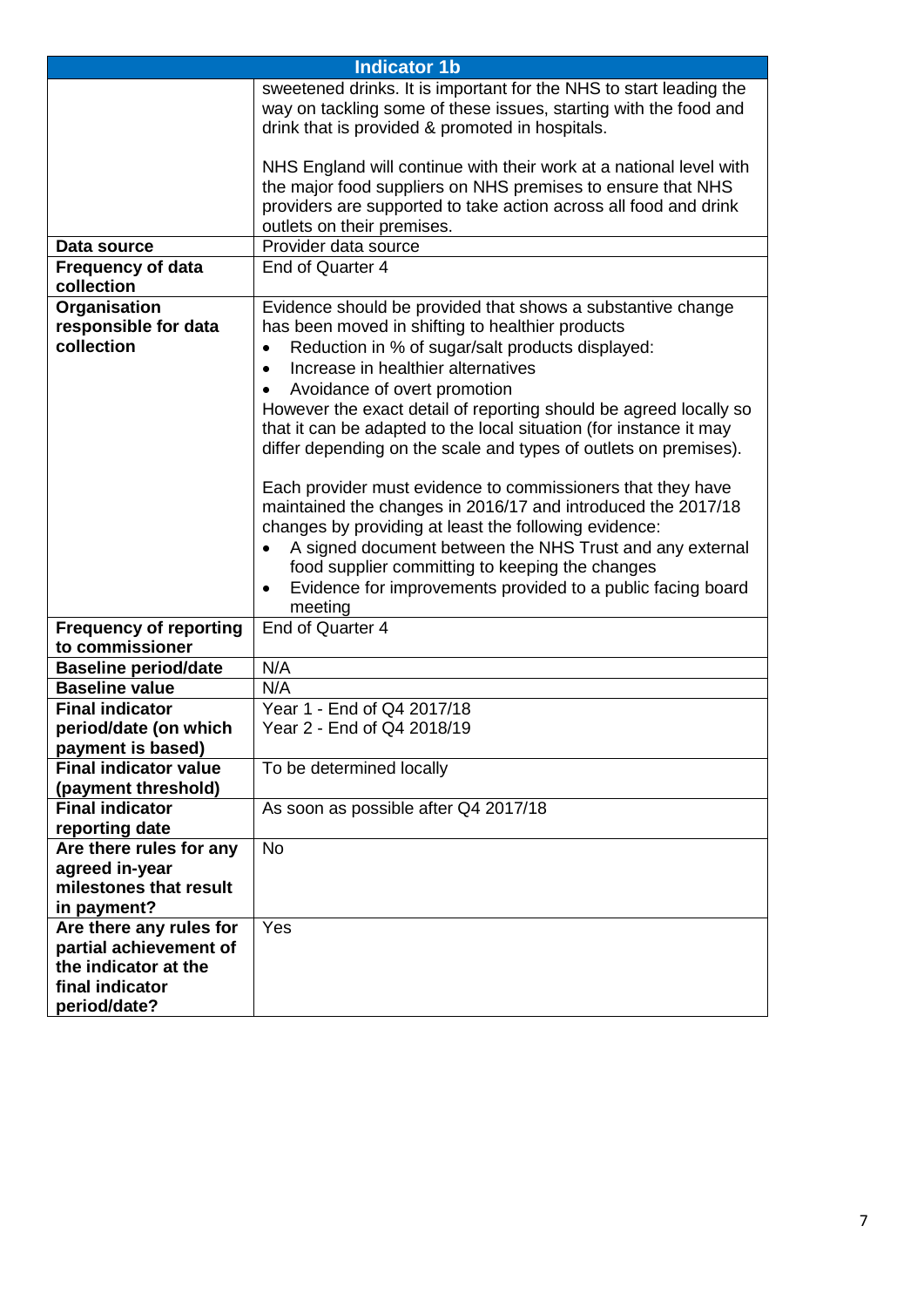| Indicator 1b | |
|---|---|
| | sweetened drinks. It is important for the NHS to start leading the way on tackling some of these issues, starting with the food and drink that is provided & promoted in hospitals.<br><br>NHS England will continue with their work at a national level with the major food suppliers on NHS premises to ensure that NHS providers are supported to take action across all food and drink outlets on their premises. |
| **Data source** | Provider data source |
| **Frequency of data collection** | End of Quarter 4 |
| **Organisation responsible for data collection** | Evidence should be provided that shows a substantive change has been moved in shifting to healthier products<br>• Reduction in % of sugar/salt products displayed:<br>• Increase in healthier alternatives<br>• Avoidance of overt promotion<br>However the exact detail of reporting should be agreed locally so that it can be adapted to the local situation (for instance it may differ depending on the scale and types of outlets on premises).<br><br>Each provider must evidence to commissioners that they have maintained the changes in 2016/17 and introduced the 2017/18 changes by providing at least the following evidence:<br>• A signed document between the NHS Trust and any external food supplier committing to keeping the changes<br>• Evidence for improvements provided to a public facing board meeting |
| **Frequency of reporting to commissioner** | End of Quarter 4 |
| **Baseline period/date** | N/A |
| **Baseline value** | N/A |
| **Final indicator period/date (on which payment is based)** | Year 1 - End of Q4 2017/18<br>Year 2 - End of Q4 2018/19 |
| **Final indicator value (payment threshold)** | To be determined locally |
| **Final indicator reporting date** | As soon as possible after Q4 2017/18 |
| **Are there rules for any agreed in-year milestones that result in payment?** | No |
| **Are there any rules for partial achievement of the indicator at the final indicator period/date?** | Yes |